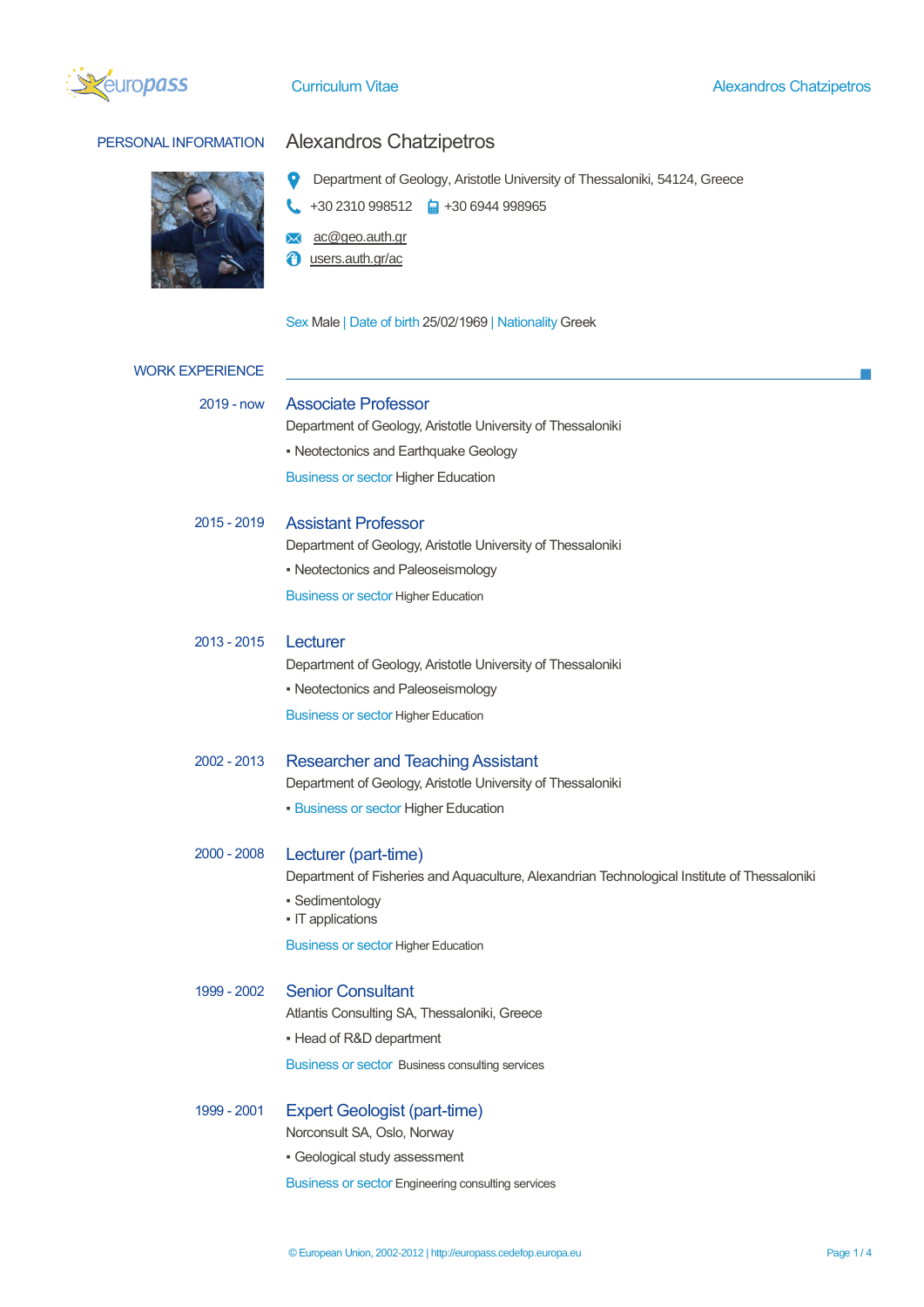# Curriculum Vitae

## PERSONAL INFORMATION

### Alexandros Chatzipetros

Department of Geology, Aristotle University of Thessaloniki, 54124, Greece

+30 2310 998512 +30 6944 998965

ac@geo.auth.gr

users.auth.gr/ac

Sex Male | Date of birth 25/02/1969 | Nationality Greek

## WORK EXPERIENCE

**2019 - now**

### Associate Professor

Department of Geology, Aristotle University of Thessaloniki

- Neotectonics and Earthquake Geology

Business or sector Higher Education

**2015 - 2019**

### Assistant Professor

Department of Geology, Aristotle University of Thessaloniki

- Neotectonics and Paleoseismology

Business or sector Higher Education

**2013 - 2015**

### Lecturer

Department of Geology, Aristotle University of Thessaloniki

- Neotectonics and Paleoseismology

Business or sector Higher Education

**2002 - 2013**

### Researcher and Teaching Assistant

Department of Geology, Aristotle University of Thessaloniki

- Business or sector Higher Education

**2000 - 2008**

### Lecturer (part-time)

Department of Fisheries and Aquaculture, Alexandrian Technological Institute of Thessaloniki

- Sedimentology
- IT applications

Business or sector Higher Education

**1999 - 2002**

### Senior Consultant

Atlantis Consulting SA, Thessaloniki, Greece

- Head of R&D department

Business or sector Business consulting services

**1999 - 2001**

### Expert Geologist (part-time)

Norconsult SA, Oslo, Norway

- Geological study assessment

Business or sector Engineering consulting services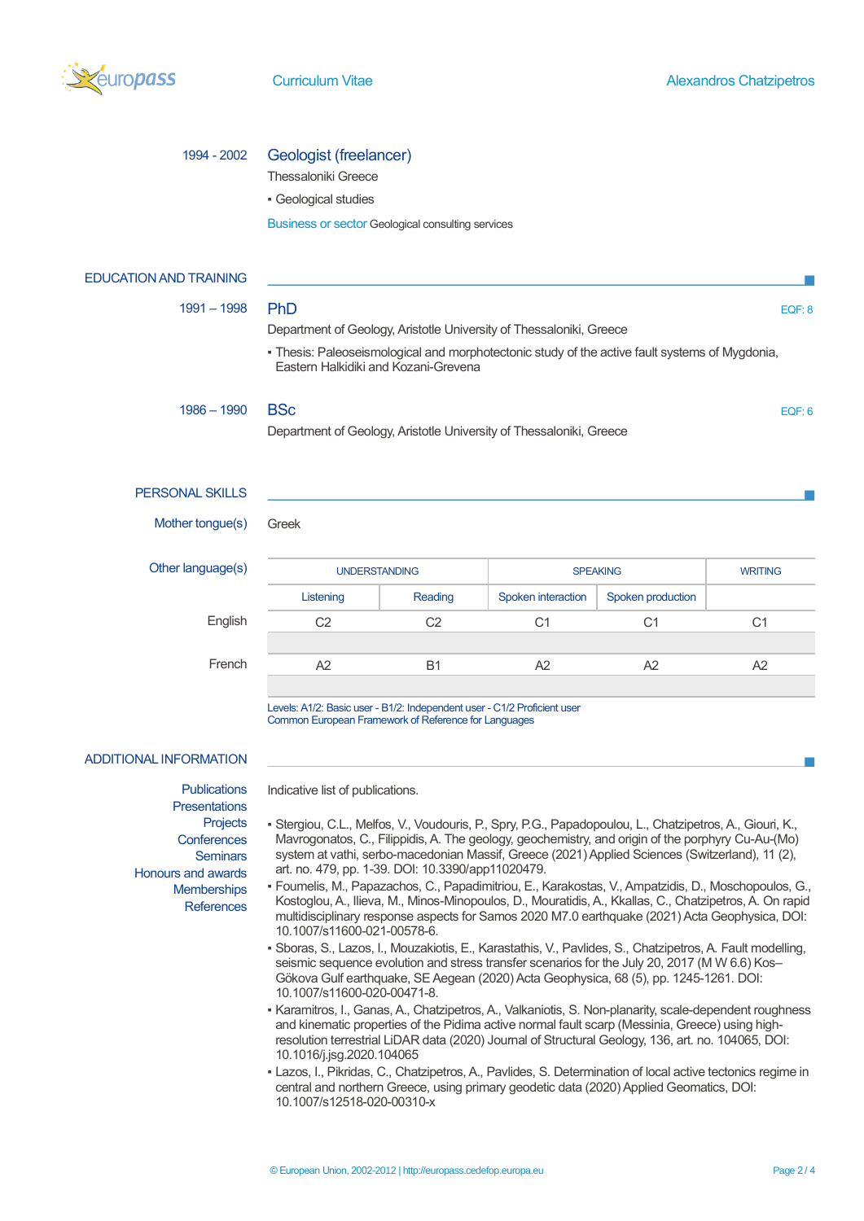1994 - 2002

### Geologist (freelancer)

Thessaloniki Greece

- Geological studies

Business or sector Geological consulting services

## EDUCATION AND TRAINING

1991 – 1998

### PhD

EQF: 8

Department of Geology, Aristotle University of Thessaloniki, Greece

- Thesis: Paleoseismological and morphotectonic study of the active fault systems of Mygdonia, Eastern Halkidiki and Kozani-Grevena

1986 – 1990

### BSc

EQF: 6

Department of Geology, Aristotle University of Thessaloniki, Greece

## PERSONAL SKILLS

Mother tongue(s): Greek

Other language(s)

| | UNDERSTANDING | | SPEAKING | | WRITING |
|---|---|---|---|---|---|
| | Listening | Reading | Spoken interaction | Spoken production | |
| English | C2 | C2 | C1 | C1 | C1 |
| French | A2 | B1 | A2 | A2 | A2 |

Levels: A1/2: Basic user - B1/2: Independent user - C1/2 Proficient user
Common European Framework of Reference for Languages

## ADDITIONAL INFORMATION

Publications
Presentations
Projects
Conferences
Seminars
Honours and awards
Memberships
References

Indicative list of publications.

- Stergiou, C.L., Melfos, V., Voudouris, P., Spry, P.G., Papadopoulou, L., Chatzipetros, A., Giouri, K., Mavrogonatos, C., Filippidis, A. The geology, geochemistry, and origin of the porphyry Cu-Au-(Mo) system at vathi, serbo-macedonian Massif, Greece (2021) Applied Sciences (Switzerland), 11 (2), art. no. 479, pp. 1-39. DOI: 10.3390/app11020479.
- Foumelis, M., Papazachos, C., Papadimitriou, E., Karakostas, V., Ampatzidis, D., Moschopoulos, G., Kostoglou, A., Ilieva, M., Minos-Minopoulos, D., Mouratidis, A., Kkallas, C., Chatzipetros, A. On rapid multidisciplinary response aspects for Samos 2020 M7.0 earthquake (2021) Acta Geophysica, DOI: 10.1007/s11600-021-00578-6.
- Sboras, S., Lazos, I., Mouzakiotis, E., Karastathis, V., Pavlides, S., Chatzipetros, A. Fault modelling, seismic sequence evolution and stress transfer scenarios for the July 20, 2017 (M W 6.6) Kos–Gökova Gulf earthquake, SE Aegean (2020) Acta Geophysica, 68 (5), pp. 1245-1261. DOI: 10.1007/s11600-020-00471-8.
- Karamitros, I., Ganas, A., Chatzipetros, A., Valkaniotis, S. Non-planarity, scale-dependent roughness and kinematic properties of the Pidima active normal fault scarp (Messinia, Greece) using high-resolution terrestrial LiDAR data (2020) Journal of Structural Geology, 136, art. no. 104065, DOI: 10.1016/j.jsg.2020.104065
- Lazos, I., Pikridas, C., Chatzipetros, A., Pavlides, S. Determination of local active tectonics regime in central and northern Greece, using primary geodetic data (2020) Applied Geomatics, DOI: 10.1007/s12518-020-00310-x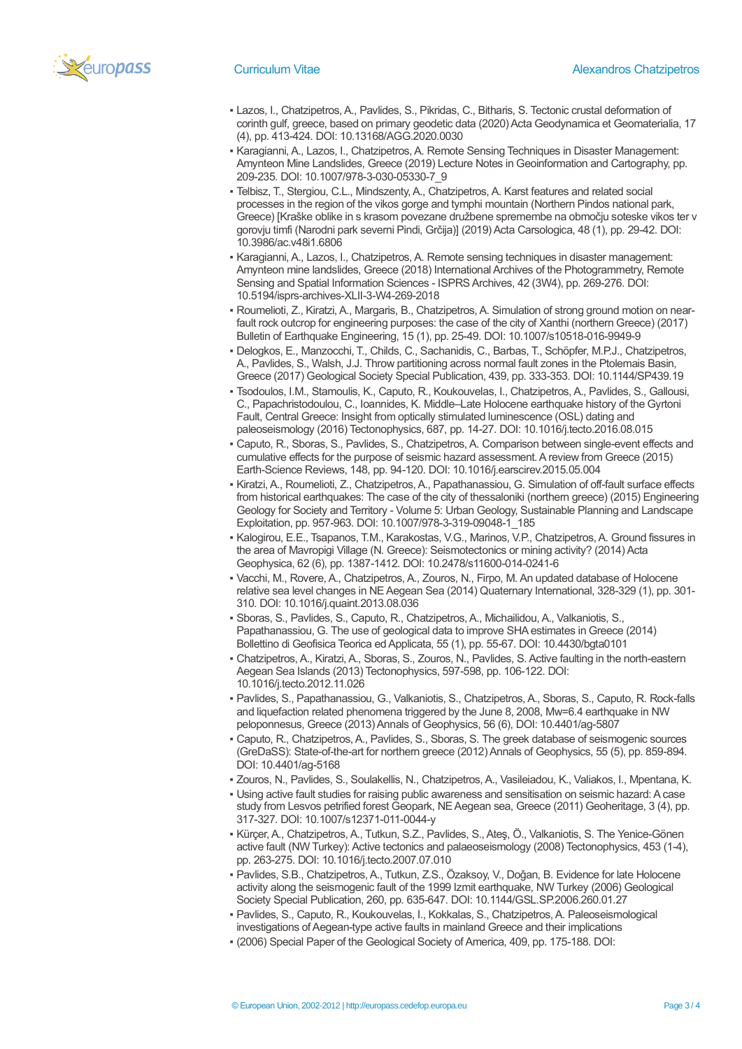- Lazos, I., Chatzipetros, A., Pavlides, S., Pikridas, C., Bitharis, S. Tectonic crustal deformation of corinth gulf, greece, based on primary geodetic data (2020) Acta Geodynamica et Geomaterialia, 17 (4), pp. 413-424. DOI: 10.13168/AGG.2020.0030
- Karagianni, A., Lazos, I., Chatzipetros, A. Remote Sensing Techniques in Disaster Management: Amynteon Mine Landslides, Greece (2019) Lecture Notes in Geoinformation and Cartography, pp. 209-235. DOI: 10.1007/978-3-030-05330-7_9
- Telbisz, T., Stergiou, C.L., Mindszenty, A., Chatzipetros, A. Karst features and related social processes in the region of the vikos gorge and tymphi mountain (Northern Pindos national park, Greece) [Kraške oblike in s krasom povezane družbene spremembe na območju soteske vikos ter v gorovju timfi (Narodni park severni Pindi, Grčija)] (2019) Acta Carsologica, 48 (1), pp. 29-42. DOI: 10.3986/ac.v48i1.6806
- Karagianni, A., Lazos, I., Chatzipetros, A. Remote sensing techniques in disaster management: Amynteon mine landslides, Greece (2018) International Archives of the Photogrammetry, Remote Sensing and Spatial Information Sciences - ISPRS Archives, 42 (3W4), pp. 269-276. DOI: 10.5194/isprs-archives-XLII-3-W4-269-2018
- Roumelioti, Z., Kiratzi, A., Margaris, B., Chatzipetros, A. Simulation of strong ground motion on near-fault rock outcrop for engineering purposes: the case of the city of Xanthi (northern Greece) (2017) Bulletin of Earthquake Engineering, 15 (1), pp. 25-49. DOI: 10.1007/s10518-016-9949-9
- Delogkos, E., Manzocchi, T., Childs, C., Sachanidis, C., Barbas, T., Schöpfer, M.P.J., Chatzipetros, A., Pavlides, S., Walsh, J.J. Throw partitioning across normal fault zones in the Ptolemais Basin, Greece (2017) Geological Society Special Publication, 439, pp. 333-353. DOI: 10.1144/SP439.19
- Tsodoulos, I.M., Stamoulis, K., Caputo, R., Koukouvelas, I., Chatzipetros, A., Pavlides, S., Gallousi, C., Papachristodoulou, C., Ioannides, K. Middle–Late Holocene earthquake history of the Gyrtoni Fault, Central Greece: Insight from optically stimulated luminescence (OSL) dating and paleoseismology (2016) Tectonophysics, 687, pp. 14-27. DOI: 10.1016/j.tecto.2016.08.015
- Caputo, R., Sboras, S., Pavlides, S., Chatzipetros, A. Comparison between single-event effects and cumulative effects for the purpose of seismic hazard assessment. A review from Greece (2015) Earth-Science Reviews, 148, pp. 94-120. DOI: 10.1016/j.earscirev.2015.05.004
- Kiratzi, A., Roumelioti, Z., Chatzipetros, A., Papathanassiou, G. Simulation of off-fault surface effects from historical earthquakes: The case of the city of thessaloniki (northern greece) (2015) Engineering Geology for Society and Territory - Volume 5: Urban Geology, Sustainable Planning and Landscape Exploitation, pp. 957-963. DOI: 10.1007/978-3-319-09048-1_185
- Kalogirou, E.E., Tsapanos, T.M., Karakostas, V.G., Marinos, V.P., Chatzipetros, A. Ground fissures in the area of Mavropigi Village (N. Greece): Seismotectonics or mining activity? (2014) Acta Geophysica, 62 (6), pp. 1387-1412. DOI: 10.2478/s11600-014-0241-6
- Vacchi, M., Rovere, A., Chatzipetros, A., Zouros, N., Firpo, M. An updated database of Holocene relative sea level changes in NE Aegean Sea (2014) Quaternary International, 328-329 (1), pp. 301-310. DOI: 10.1016/j.quaint.2013.08.036
- Sboras, S., Pavlides, S., Caputo, R., Chatzipetros, A., Michailidou, A., Valkaniotis, S., Papathanassiou, G. The use of geological data to improve SHA estimates in Greece (2014) Bollettino di Geofisica Teorica ed Applicata, 55 (1), pp. 55-67. DOI: 10.4430/bgta0101
- Chatzipetros, A., Kiratzi, A., Sboras, S., Zouros, N., Pavlides, S. Active faulting in the north-eastern Aegean Sea Islands (2013) Tectonophysics, 597-598, pp. 106-122. DOI: 10.1016/j.tecto.2012.11.026
- Pavlides, S., Papathanassiou, G., Valkaniotis, S., Chatzipetros, A., Sboras, S., Caputo, R. Rock-falls and liquefaction related phenomena triggered by the June 8, 2008, Mw=6.4 earthquake in NW peloponnesus, Greece (2013) Annals of Geophysics, 56 (6), DOI: 10.4401/ag-5807
- Caputo, R., Chatzipetros, A., Pavlides, S., Sboras, S. The greek database of seismogenic sources (GreDaSS): State-of-the-art for northern greece (2012) Annals of Geophysics, 55 (5), pp. 859-894. DOI: 10.4401/ag-5168
- Zouros, N., Pavlides, S., Soulakellis, N., Chatzipetros, A., Vasileiadou, K., Valiakos, I., Mpentana, K.
- Using active fault studies for raising public awareness and sensitisation on seismic hazard: A case study from Lesvos petrified forest Geopark, NE Aegean sea, Greece (2011) Geoheritage, 3 (4), pp. 317-327. DOI: 10.1007/s12371-011-0044-y
- Kürçer, A., Chatzipetros, A., Tutkun, S.Z., Pavlides, S., Ateş, Ö., Valkaniotis, S. The Yenice-Gönen active fault (NW Turkey): Active tectonics and palaeoseismology (2008) Tectonophysics, 453 (1-4), pp. 263-275. DOI: 10.1016/j.tecto.2007.07.010
- Pavlides, S.B., Chatzipetros, A., Tutkun, Z.S., Özaksoy, V., Doğan, B. Evidence for late Holocene activity along the seismogenic fault of the 1999 Izmit earthquake, NW Turkey (2006) Geological Society Special Publication, 260, pp. 635-647. DOI: 10.1144/GSL.SP.2006.260.01.27
- Pavlides, S., Caputo, R., Koukouvelas, I., Kokkalas, S., Chatzipetros, A. Paleoseismological investigations of Aegean-type active faults in mainland Greece and their implications
- (2006) Special Paper of the Geological Society of America, 409, pp. 175-188. DOI: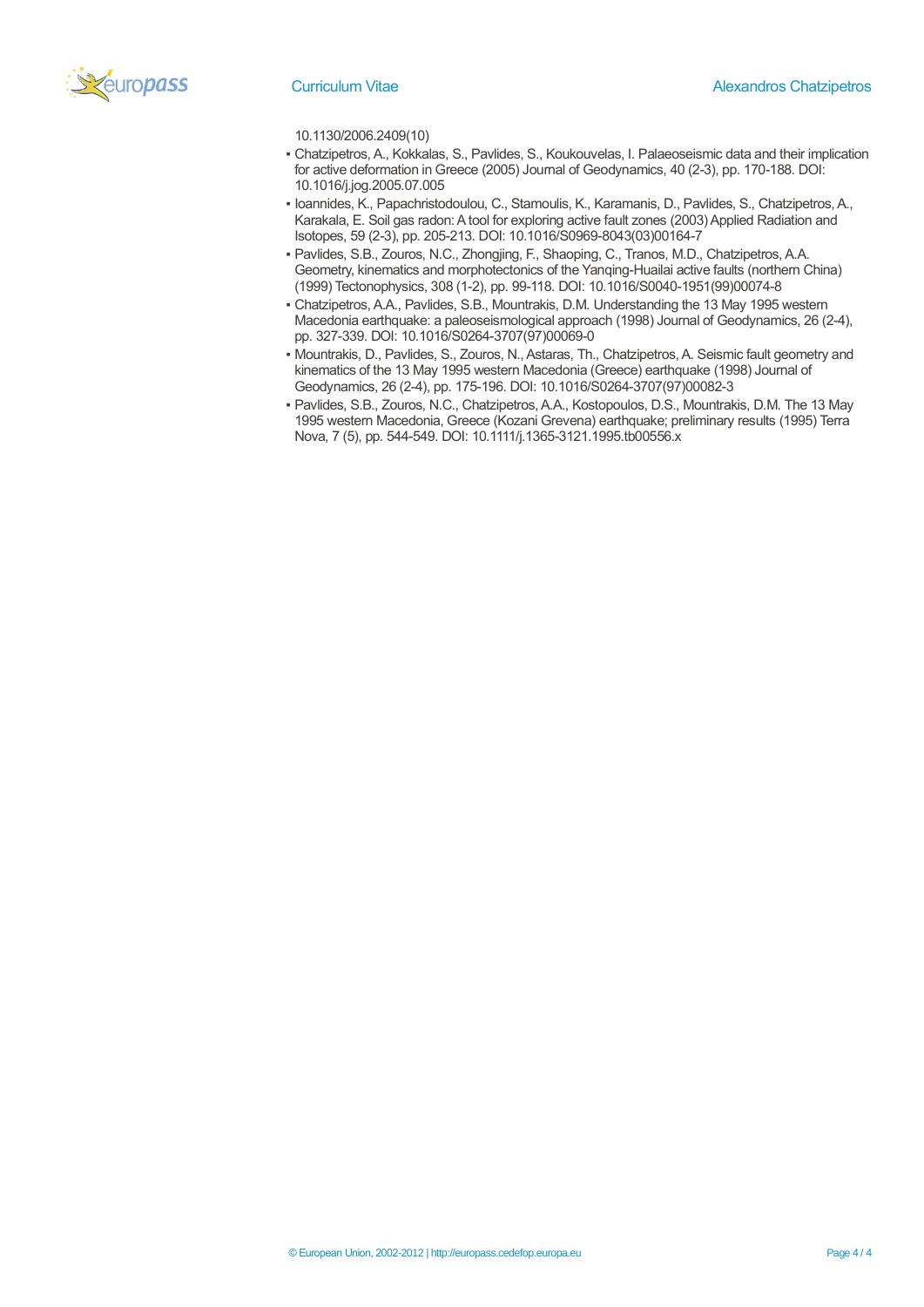10.1130/2006.2409(10)

- Chatzipetros, A., Kokkalas, S., Pavlides, S., Koukouvelas, I. Palaeoseismic data and their implication for active deformation in Greece (2005) Journal of Geodynamics, 40 (2-3), pp. 170-188. DOI: 10.1016/j.jog.2005.07.005
- Ioannides, K., Papachristodoulou, C., Stamoulis, K., Karamanis, D., Pavlides, S., Chatzipetros, A., Karakala, E. Soil gas radon: A tool for exploring active fault zones (2003) Applied Radiation and Isotopes, 59 (2-3), pp. 205-213. DOI: 10.1016/S0969-8043(03)00164-7
- Pavlides, S.B., Zouros, N.C., Zhongjing, F., Shaoping, C., Tranos, M.D., Chatzipetros, A.A. Geometry, kinematics and morphotectonics of the Yanqing-Huailai active faults (northern China) (1999) Tectonophysics, 308 (1-2), pp. 99-118. DOI: 10.1016/S0040-1951(99)00074-8
- Chatzipetros, A.A., Pavlides, S.B., Mountrakis, D.M. Understanding the 13 May 1995 western Macedonia earthquake: a paleoseismological approach (1998) Journal of Geodynamics, 26 (2-4), pp. 327-339. DOI: 10.1016/S0264-3707(97)00069-0
- Mountrakis, D., Pavlides, S., Zouros, N., Astaras, Th., Chatzipetros, A. Seismic fault geometry and kinematics of the 13 May 1995 western Macedonia (Greece) earthquake (1998) Journal of Geodynamics, 26 (2-4), pp. 175-196. DOI: 10.1016/S0264-3707(97)00082-3
- Pavlides, S.B., Zouros, N.C., Chatzipetros, A.A., Kostopoulos, D.S., Mountrakis, D.M. The 13 May 1995 western Macedonia, Greece (Kozani Grevena) earthquake; preliminary results (1995) Terra Nova, 7 (5), pp. 544-549. DOI: 10.1111/j.1365-3121.1995.tb00556.x